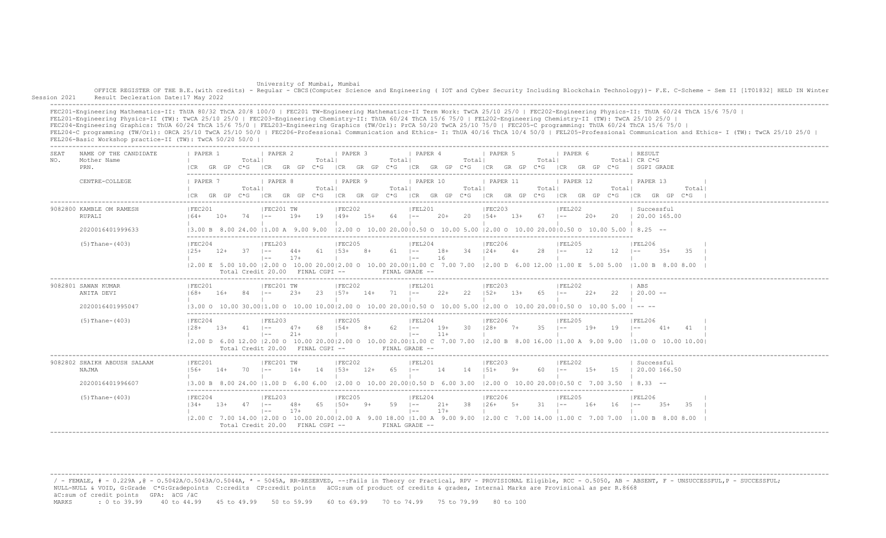University of Mumbai, Mumbai

OFFICE REGISTER OF THE B.E.(with credits) - Regular - CBCS(Computer Science and Engineering ( IOT and Cyber Security Including Blockchain Technology))- F.E. C-Scheme - Sem II [1T01832] HELD IN Winter Session 2021

Result Decleration Date:17 May 2022

FEC201-Engineering Mathematics-II: ThUA 80/32 ThCA 20/8 100/0 | FEC201 TW-Engineering Mathematics-II Term Work: TwCA 25/10 25/0 | FEC202-Engineering Physics-II: ThUA 60/24 ThCA 15/6 75/0 |
FEL201-Engineering Physics-II (TW): TwCA 25/10 25/0 | FEC203-Engineering Chemistry-II: ThUA 60/24 ThCA 15/6 75/0 | FEL202-Engineering Chemistry-II (TW): TwCA 25/10 25/0 |
FEC204-Engineering Graphics: ThUA 60/24 ThCA 15/6 75/0 | FEL203-Engineering Graphics (TW/Orl): PrCA 50/20 TwCA 25/10 75/0 | FEC205-C programming: ThUA 60/24 ThCA 15/6 75/0 |
FEL204-C programming (TW/Orl): ORCA 25/10 TwCA 25/10 50/0 | FEC206-Professional Communication and Ethics- I: ThUA 40/16 ThCA 10/4 50/0 | FEL205-Professional Communication and Ethics- I (TW): TwCA 25/10 25/0 |
FEL206-Basic Workshop practice-II (TW): TwCA 50/20 50/0 |

| SEAT NO. | NAME OF THE CANDIDATE / Mother Name / PRN. / CENTRE-COLLEGE | PAPER 1 / PAPER 7 | PAPER 2 / PAPER 8 | PAPER 3 / PAPER 9 | PAPER 4 / PAPER 10 | PAPER 5 / PAPER 11 | PAPER 6 / PAPER 12 | RESULT CR C*G SGPI GRADE / PAPER 13 |
|---|---|---|---|---|---|---|---|---|
| | | CR GR GP C*G Total | CR GR GP C*G Total | CR GR GP C*G Total | CR GR GP C*G Total | CR GR GP C*G Total | CR GR GP C*G Total | CR GR GP C*G Total |
| 9082800 | KAMBLE OM RAMESH | FEC201 | FEC201 TW | FEC202 | FEL201 | FEC203 | FEL202 | Successful |
| | RUPALI | 64+ 10+ 74 | -- 19+ 19 | 49+ 15+ 64 | -- 20+ 20 | 54+ 13+ 67 | -- 20+ 20 | 20.00 165.00 |
| | 2020016401999633 | 3.00 B 8.00 24.00 | 1.00 A 9.00 9.00 | 2.00 O 10.00 20.00 | 0.50 O 10.00 5.00 | 2.00 O 10.00 20.00 | 0.50 O 10.00 5.00 | 8.25 -- |
| | (5)Thane-(403) | FEC204 | FEL203 | FEC205 | FEL204 | FEC206 | FEL205 | FEL206 |
| | | 25+ 12+ 37 | -- 44+ 61 / -- 17+ | 53+ 8+ 61 | -- 18+ 34 / -- 16 | 24+ 4+ 28 | -- 12 12 | -- 35+ 35 |
| | | 2.00 E 5.00 10.00 | 2.00 O 10.00 20.00 | 2.00 O 10.00 20.00 | 1.00 C 7.00 7.00 | 2.00 D 6.00 12.00 | 1.00 E 5.00 5.00 | 1.00 B 8.00 8.00 |
| | | Total Credit 20.00 | FINAL CGPI -- | | FINAL GRADE -- | | | |
| 9082801 | SAWAN KUMAR | FEC201 | FEC201 TW | FEC202 | FEL201 | FEC203 | FEL202 | ABS |
| | ANITA DEVI | 68+ 16+ 84 | -- 23+ 23 | 57+ 14+ 71 | -- 22+ 22 | 52+ 13+ 65 | -- 22+ 22 | 20.00 -- |
| | 2020016401995047 | 3.00 O 10.00 30.00 | 1.00 O 10.00 10.00 | 2.00 O 10.00 20.00 | 0.50 O 10.00 5.00 | 2.00 O 10.00 20.00 | 0.50 O 10.00 5.00 | -- -- |
| | (5)Thane-(403) | FEC204 | FEL203 | FEC205 | FEL204 | FEC206 | FEL205 | FEL206 |
| | | 28+ 13+ 41 | -- 47+ 68 / -- 21+ | 54+ 8+ 62 | -- 19+ 30 / -- 11+ | 28+ 7+ 35 | -- 19+ 19 | -- 41+ 41 |
| | | 2.00 D 6.00 12.00 | 2.00 O 10.00 20.00 | 2.00 O 10.00 20.00 | 1.00 C 7.00 7.00 | 2.00 B 8.00 16.00 | 1.00 A 9.00 9.00 | 1.00 O 10.00 10.00 |
| | | Total Credit 20.00 | FINAL CGPI -- | | FINAL GRADE -- | | | |
| 9082802 | SHAIKH ABDUSH SALAAM | FEC201 | FEC201 TW | FEC202 | FEL201 | FEC203 | FEL202 | Successful |
| | NAJMA | 56+ 14+ 70 | -- 14+ 14 | 53+ 12+ 65 | -- 14 14 | 51+ 9+ 60 | -- 15+ 15 | 20.00 166.50 |
| | 2020016401996607 | 3.00 B 8.00 24.00 | 1.00 D 6.00 6.00 | 2.00 O 10.00 20.00 | 0.50 D 6.00 3.00 | 2.00 O 10.00 20.00 | 0.50 C 7.00 3.50 | 8.33 -- |
| | (5)Thane-(403) | FEC204 | FEL203 | FEC205 | FEL204 | FEC206 | FEL205 | FEL206 |
| | | 34+ 13+ 47 | -- 48+ 65 / -- 17+ | 50+ 9+ 59 | -- 21+ 38 / -- 17+ | 26+ 5+ 31 | -- 16+ 16 | -- 35+ 35 |
| | | 2.00 C 7.00 14.00 | 2.00 O 10.00 20.00 | 2.00 A 9.00 18.00 | 1.00 A 9.00 9.00 | 2.00 C 7.00 14.00 | 1.00 C 7.00 7.00 | 1.00 B 8.00 8.00 |
| | | Total Credit 20.00 | FINAL CGPI -- | | FINAL GRADE -- | | | |

/ - FEMALE, # - 0.229A ,@ - O.5042A/O.5043A/O.5044A, * - 5045A, RR-RESERVED, --:Fails in Theory or Practical, RPV - PROVISIONAL Eligible, RCC - O.5050, AB - ABSENT, F - UNSUCCESSFUL,P - SUCCESSFUL;
NULL-NULL & VOID, G:Grade C*G:Gradepoints C:credits CP:credit points äCG:sum of product of credits & grades, Internal Marks are Provisional as per R.8668
äC:sum of credit points GPA: äCG /äC

MARKS : 0 to 39.99 40 to 44.99 45 to 49.99 50 to 59.99 60 to 69.99 70 to 74.99 75 to 79.99 80 to 100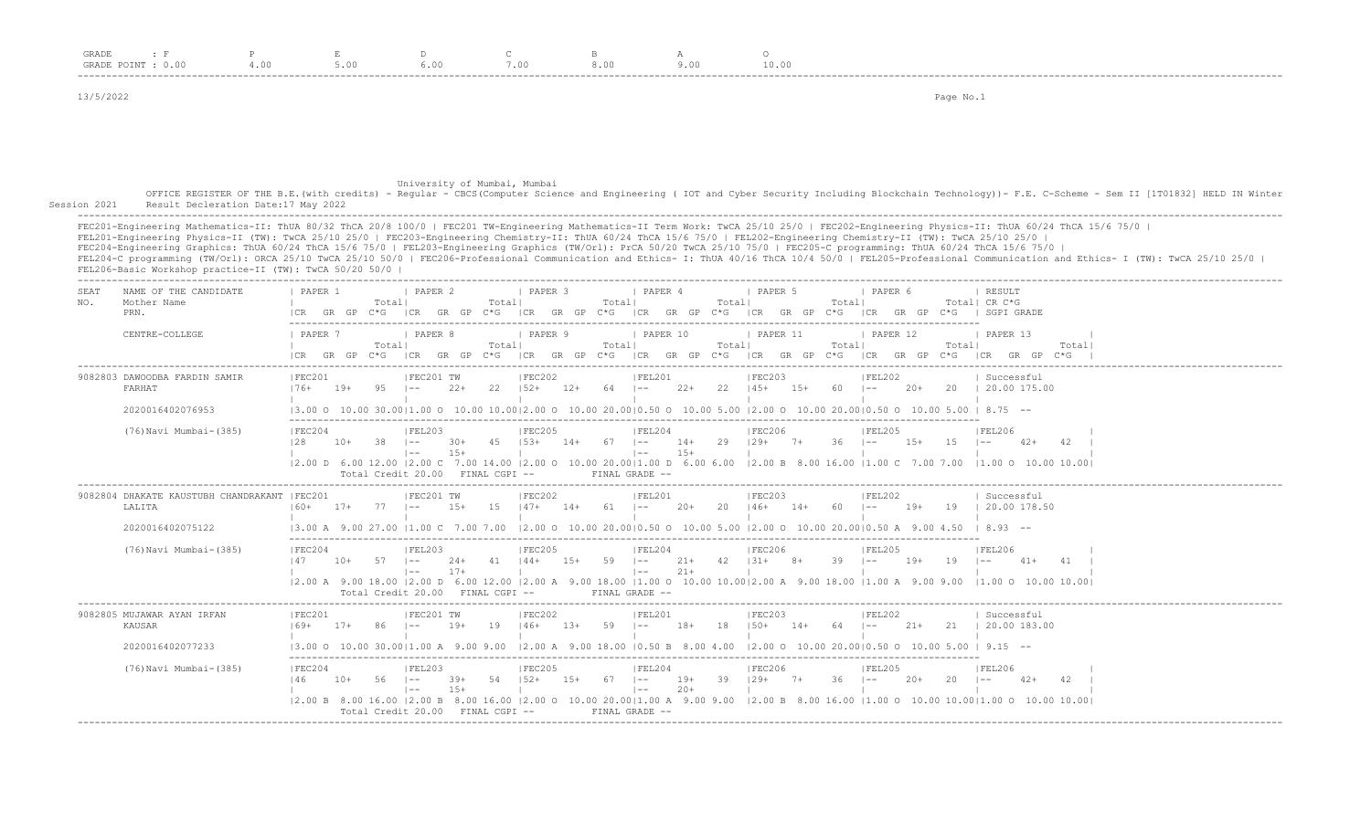| GRADE | : F | P | E | D | C | B | A | O |
|---|---|---|---|---|---|---|---|---|
| GRADE POINT | : 0.00 | 4.00 | 5.00 | 6.00 | 7.00 | 8.00 | 9.00 | 10.00 |

13/5/2022

University of Mumbai, Mumbai

OFFICE REGISTER OF THE B.E.(with credits) - Regular - CBCS(Computer Science and Engineering ( IOT and Cyber Security Including Blockchain Technology))- F.E. C-Scheme - Sem II [1T01832] HELD IN Winter Session 2021 Result Decleration Date:17 May 2022

FEC201-Engineering Mathematics-II: ThUA 80/32 ThCA 20/8 100/0 | FEC201 TW-Engineering Mathematics-II Term Work: TwCA 25/10 25/0 | FEC202-Engineering Physics-II: ThUA 60/24 ThCA 15/6 75/0 | FEL201-Engineering Physics-II (TW): TwCA 25/10 25/0 | FEC203-Engineering Chemistry-II: ThUA 60/24 ThCA 15/6 75/0 | FEL202-Engineering Chemistry-II (TW): TwCA 25/10 25/0 | FEC204-Engineering Graphics: ThUA 60/24 ThCA 15/6 75/0 | FEL203-Engineering Graphics (TW/Orl): PrCA 50/20 TwCA 25/10 75/0 | FEC205-C programming: ThUA 60/24 ThCA 15/6 75/0 | FEL204-C programming (TW/Orl): ORCA 25/10 TwCA 25/10 50/0 | FEC206-Professional Communication and Ethics- I: ThUA 40/16 ThCA 10/4 50/0 | FEL205-Professional Communication and Ethics- I (TW): TwCA 25/10 25/0 | FEL206-Basic Workshop practice-II (TW): TwCA 50/20 50/0 |

| SEAT NO. | NAME OF THE CANDIDATE / Mother Name / PRN. / CENTRE-COLLEGE | PAPER 1 / PAPER 7 | PAPER 2 / PAPER 8 | PAPER 3 / PAPER 9 | PAPER 4 / PAPER 10 | PAPER 5 / PAPER 11 | PAPER 6 / PAPER 12 | RESULT CR C*G SGPI GRADE / PAPER 13 |
|---|---|---|---|---|---|---|---|---|
| | | CR GR GP C*G Total | CR GR GP C*G Total | CR GR GP C*G Total | CR GR GP C*G Total | CR GR GP C*G Total | CR GR GP C*G Total | CR GR GP C*G Total |
| 9082803 | DAWOODBA FARDIN SAMIR | FEC201 | FEC201 TW | FEC202 | FEL201 | FEC203 | FEL202 | Successful |
| | FARHAT | 76+ 19+ 95 | -- 22+ 22 | 52+ 12+ 64 | -- 22+ 22 | 45+ 15+ 60 | -- 20+ 20 | 20.00 175.00 |
| | 2020016402076953 | 3.00 O 10.00 30.00 | 1.00 O 10.00 10.00 | 2.00 O 10.00 20.00 | 0.50 O 10.00 5.00 | 2.00 O 10.00 20.00 | 0.50 O 10.00 5.00 | 8.75 -- |
| | (76)Navi Mumbai-(385) | FEC204 | FEL203 | FEC205 | FEL204 | FEC206 | FEL205 | FEL206 |
| | | 28 10+ 38 | -- 30+ 45 / -- 15+ | 53+ 14+ 67 | -- 14+ 29 / -- 15+ | 29+ 7+ 36 | -- 15+ 15 | -- 42+ 42 |
| | | 2.00 D 6.00 12.00 | 2.00 C 7.00 14.00 | 2.00 O 10.00 20.00 | 1.00 D 6.00 6.00 | 2.00 B 8.00 16.00 | 1.00 C 7.00 7.00 | 1.00 O 10.00 10.00 |
| | | Total Credit 20.00 | FINAL CGPI -- | | FINAL GRADE -- | | | |
| 9082804 | DHAKATE KAUSTUBH CHANDRAKANT | FEC201 | FEC201 TW | FEC202 | FEL201 | FEC203 | FEL202 | Successful |
| | LALITA | 60+ 17+ 77 | -- 15+ 15 | 47+ 14+ 61 | -- 20+ 20 | 46+ 14+ 60 | -- 19+ 19 | 20.00 178.50 |
| | 2020016402075122 | 3.00 A 9.00 27.00 | 1.00 C 7.00 7.00 | 2.00 O 10.00 20.00 | 0.50 O 10.00 5.00 | 2.00 O 10.00 20.00 | 0.50 A 9.00 4.50 | 8.93 -- |
| | (76)Navi Mumbai-(385) | FEC204 | FEL203 | FEC205 | FEL204 | FEC206 | FEL205 | FEL206 |
| | | 47 10+ 57 | -- 24+ 41 / -- 17+ | 44+ 15+ 59 | -- 21+ 42 / -- 21+ | 31+ 8+ 39 | -- 19+ 19 | -- 41+ 41 |
| | | 2.00 A 9.00 18.00 | 2.00 D 6.00 12.00 | 2.00 A 9.00 18.00 | 1.00 O 10.00 10.00 | 2.00 A 9.00 18.00 | 1.00 A 9.00 9.00 | 1.00 O 10.00 10.00 |
| | | Total Credit 20.00 | FINAL CGPI -- | | FINAL GRADE -- | | | |
| 9082805 | MUJAWAR AYAN IRFAN | FEC201 | FEC201 TW | FEC202 | FEL201 | FEC203 | FEL202 | Successful |
| | KAUSAR | 69+ 17+ 86 | -- 19+ 19 | 46+ 13+ 59 | -- 18+ 18 | 50+ 14+ 64 | -- 21+ 21 | 20.00 183.00 |
| | 2020016402077233 | 3.00 O 10.00 30.00 | 1.00 A 9.00 9.00 | 2.00 A 9.00 18.00 | 0.50 B 8.00 4.00 | 2.00 O 10.00 20.00 | 0.50 O 10.00 5.00 | 9.15 -- |
| | (76)Navi Mumbai-(385) | FEC204 | FEL203 | FEC205 | FEL204 | FEC206 | FEL205 | FEL206 |
| | | 46 10+ 56 | -- 39+ 54 / -- 15+ | 52+ 15+ 67 | -- 19+ 39 / -- 20+ | 29+ 7+ 36 | -- 20+ 20 | -- 42+ 42 |
| | | 2.00 B 8.00 16.00 | 2.00 B 8.00 16.00 | 2.00 O 10.00 20.00 | 1.00 A 9.00 9.00 | 2.00 B 8.00 16.00 | 1.00 O 10.00 10.00 | 1.00 O 10.00 10.00 |
| | | Total Credit 20.00 | FINAL CGPI -- | | FINAL GRADE -- | | | |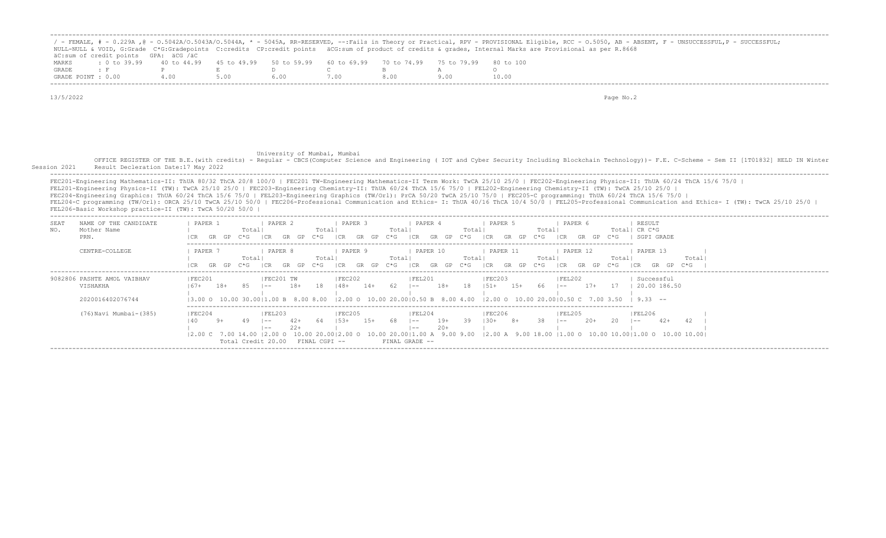/ - FEMALE, # - 0.229A ,@ - O.5042A/O.5043A/O.5044A, * - 5045A, RR-RESERVED, --:Fails in Theory or Practical, RPV - PROVISIONAL Eligible, RCC - O.5050, AB - ABSENT, F - UNSUCCESSFUL,P - SUCCESSFUL;
NULL-NULL & VOID, G:Grade C*G:Gradepoints C:credits CP:credit points äCG:sum of product of credits & grades, Internal Marks are Provisional as per R.8668
äC:sum of credit points GPA: äCG /äC

| MARKS | : 0 to 39.99 | 40 to 44.99 | 45 to 49.99 | 50 to 59.99 | 60 to 69.99 | 70 to 74.99 | 75 to 79.99 | 80 to 100 |
|---|---|---|---|---|---|---|---|---|
| GRADE | : F | P | E | D | C | B | A | O |
| GRADE POINT | : 0.00 | 4.00 | 5.00 | 6.00 | 7.00 | 8.00 | 9.00 | 10.00 |

13/5/2022

University of Mumbai, Mumbai

OFFICE REGISTER OF THE B.E.(with credits) - Regular - CBCS(Computer Science and Engineering ( IOT and Cyber Security Including Blockchain Technology))- F.E. C-Scheme - Sem II [1T01832] HELD IN Winter Session 2021 Result Decleration Date:17 May 2022

FEC201-Engineering Mathematics-II: ThUA 80/32 ThCA 20/8 100/0 | FEC201 TW-Engineering Mathematics-II Term Work: TwCA 25/10 25/0 | FEC202-Engineering Physics-II: ThUA 60/24 ThCA 15/6 75/0 |
FEL201-Engineering Physics-II (TW): TwCA 25/10 25/0 | FEC203-Engineering Chemistry-II: ThUA 60/24 ThCA 15/6 75/0 | FEL202-Engineering Chemistry-II (TW): TwCA 25/10 25/0 |
FEC204-Engineering Graphics: ThUA 60/24 ThCA 15/6 75/0 | FEL203-Engineering Graphics (TW/Orl): PrCA 50/20 TwCA 25/10 75/0 | FEC205-C programming: ThUA 60/24 ThCA 15/6 75/0 |
FEL204-C programming (TW/Orl): ORCA 25/10 TwCA 25/10 50/0 | FEC206-Professional Communication and Ethics- I: ThUA 40/16 ThCA 10/4 50/0 | FEL205-Professional Communication and Ethics- I (TW): TwCA 25/10 25/0 |
FEL206-Basic Workshop practice-II (TW): TwCA 50/20 50/0 |

| SEAT NO. | NAME OF THE CANDIDATE / Mother Name / PRN. / CENTRE-COLLEGE | PAPER 1 / PAPER 7 | PAPER 2 / PAPER 8 | PAPER 3 / PAPER 9 | PAPER 4 / PAPER 10 | PAPER 5 / PAPER 11 | PAPER 6 / PAPER 12 | RESULT / PAPER 13 |
|---|---|---|---|---|---|---|---|---|
| 9082806 | PASHTE AMOL VAIBHAV | FEC201 | FEC201 TW | FEC202 | FEL201 | FEC203 | FEL202 | Successful |
| | VISHAKHA | 67+ 18+ 85 | -- 18+ 18 | 48+ 14+ 62 | -- 18+ 18 | 51+ 15+ 66 | -- 17+ 17 | 20.00 186.50 |
| | 2020016402076744 | 3.00 O 10.00 30.00 | 1.00 B 8.00 8.00 | 2.00 O 10.00 20.00 | 0.50 B 8.00 4.00 | 2.00 O 10.00 20.00 | 0.50 C 7.00 3.50 | 9.33 -- |
| | (76)Navi Mumbai-(385) | FEC204 | FEL203 | FEC205 | FEL204 | FEC206 | FEL205 | FEL206 |
| | | 40 9+ 49 | -- 42+ 64 / -- 22+ | 53+ 15+ 68 | -- 19+ 39 / -- 20+ | 30+ 8+ 38 | -- 20+ 20 | -- 42+ 42 |
| | | 2.00 C 7.00 14.00 | 2.00 O 10.00 20.00 | 2.00 O 10.00 20.00 | 1.00 A 9.00 9.00 | 2.00 A 9.00 18.00 | 1.00 O 10.00 10.00 | 1.00 O 10.00 10.00 |
| | | Total Credit 20.00 | FINAL CGPI -- | | FINAL GRADE -- | | | |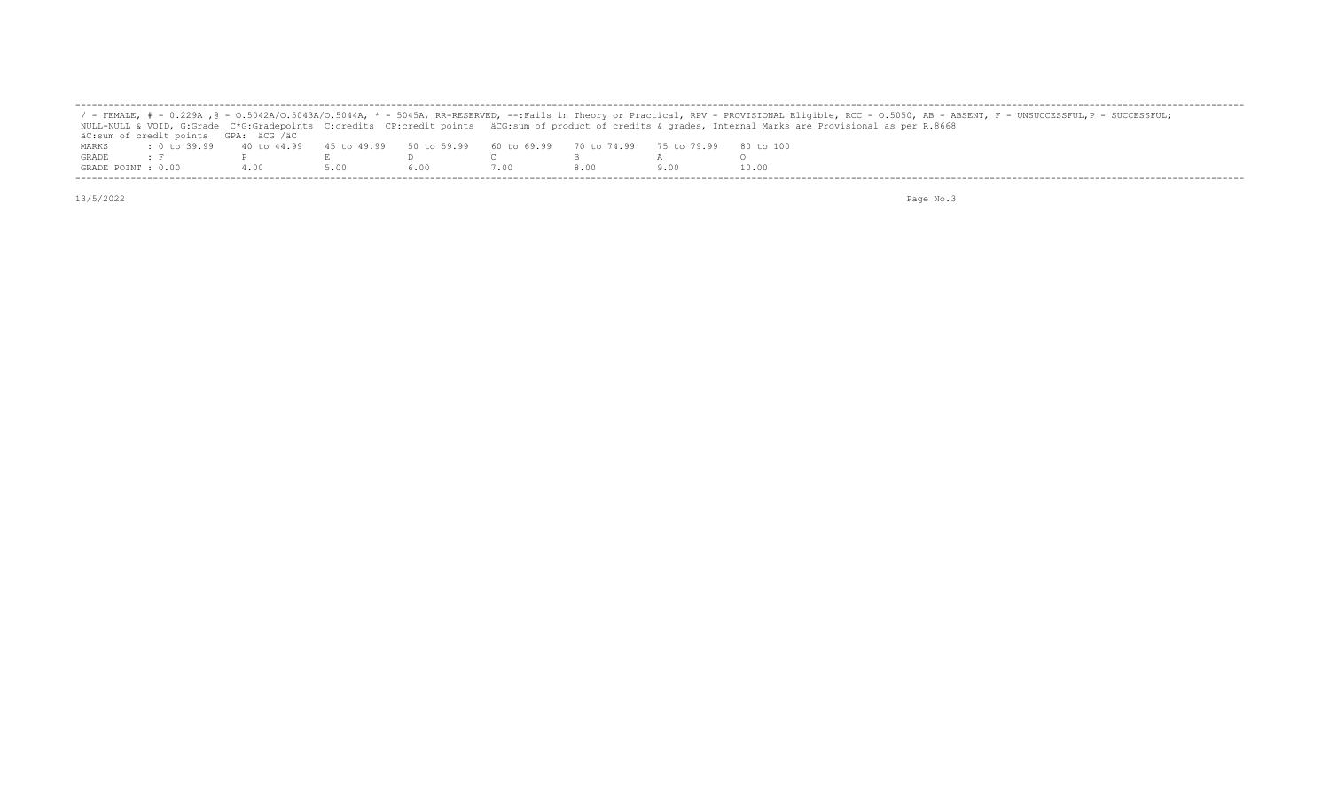/ - FEMALE, # - 0.229A ,@ - O.5042A/O.5043A/O.5044A, * - 5045A, RR-RESERVED, --:Fails in Theory or Practical, RPV - PROVISIONAL Eligible, RCC - O.5050, AB - ABSENT, F - UNSUCCESSFUL,P - SUCCESSFUL;
NULL-NULL & VOID, G:Grade C*G:Gradepoints C:credits CP:credit points äCG:sum of product of credits & grades, Internal Marks are Provisional as per R.8668
äC:sum of credit points GPA: äCG /äC

| | | | | | | | | |
|---|---|---|---|---|---|---|---|---|
| MARKS | : 0 to 39.99 | 40 to 44.99 | 45 to 49.99 | 50 to 59.99 | 60 to 69.99 | 70 to 74.99 | 75 to 79.99 | 80 to 100 |
| GRADE | : F | P | E | D | C | B | A | O |
| GRADE POINT | : 0.00 | 4.00 | 5.00 | 6.00 | 7.00 | 8.00 | 9.00 | 10.00 |

13/5/2022